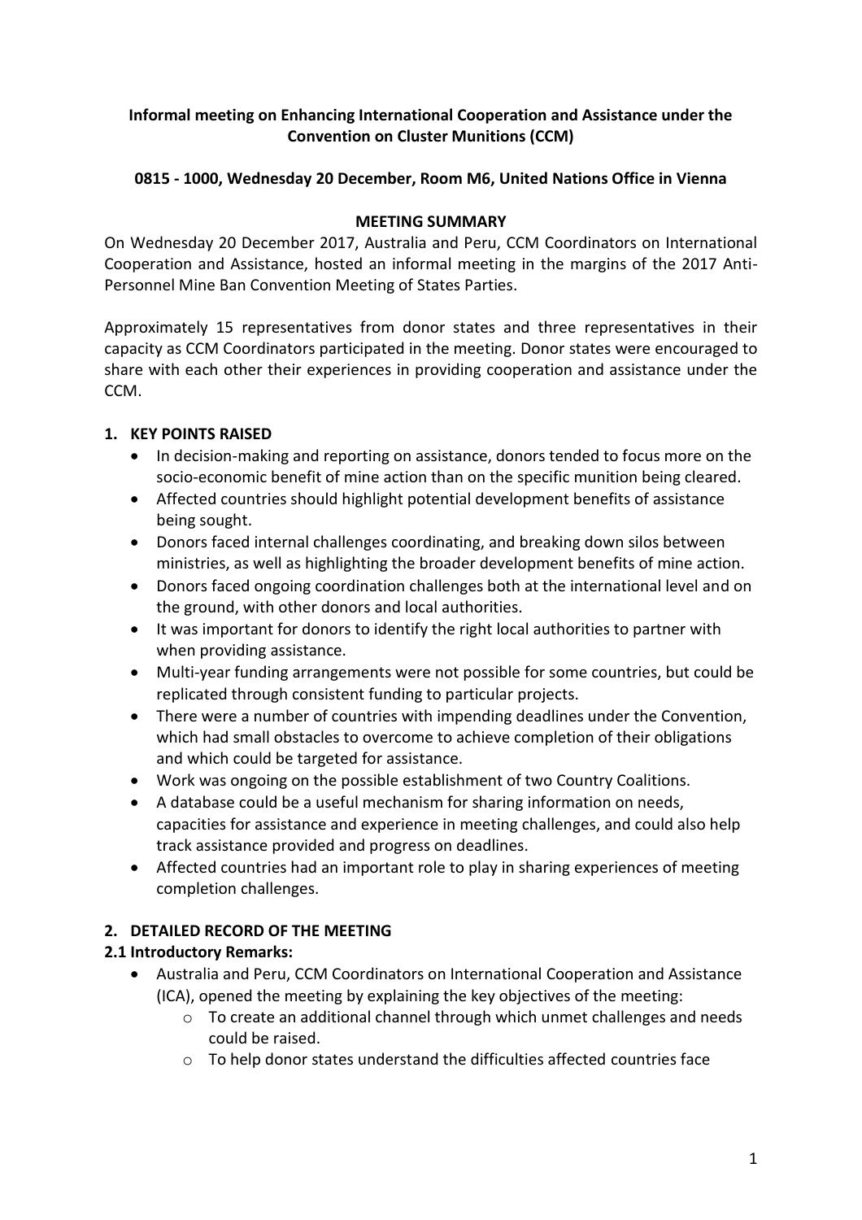**Informal meeting on Enhancing International Cooperation and Assistance under the Convention on Cluster Munitions (CCM)**

**0815 - 1000, Wednesday 20 December, Room M6, United Nations Office in Vienna**

**MEETING SUMMARY**

On Wednesday 20 December 2017, Australia and Peru, CCM Coordinators on International Cooperation and Assistance, hosted an informal meeting in the margins of the 2017 Anti-Personnel Mine Ban Convention Meeting of States Parties.

Approximately 15 representatives from donor states and three representatives in their capacity as CCM Coordinators participated in the meeting. Donor states were encouraged to share with each other their experiences in providing cooperation and assistance under the CCM.

## 1. KEY POINTS RAISED

- In decision-making and reporting on assistance, donors tended to focus more on the socio-economic benefit of mine action than on the specific munition being cleared.
- Affected countries should highlight potential development benefits of assistance being sought.
- Donors faced internal challenges coordinating, and breaking down silos between ministries, as well as highlighting the broader development benefits of mine action.
- Donors faced ongoing coordination challenges both at the international level and on the ground, with other donors and local authorities.
- It was important for donors to identify the right local authorities to partner with when providing assistance.
- Multi-year funding arrangements were not possible for some countries, but could be replicated through consistent funding to particular projects.
- There were a number of countries with impending deadlines under the Convention, which had small obstacles to overcome to achieve completion of their obligations and which could be targeted for assistance.
- Work was ongoing on the possible establishment of two Country Coalitions.
- A database could be a useful mechanism for sharing information on needs, capacities for assistance and experience in meeting challenges, and could also help track assistance provided and progress on deadlines.
- Affected countries had an important role to play in sharing experiences of meeting completion challenges.

## 2. DETAILED RECORD OF THE MEETING

### 2.1 Introductory Remarks:

- Australia and Peru, CCM Coordinators on International Cooperation and Assistance (ICA), opened the meeting by explaining the key objectives of the meeting:
  - To create an additional channel through which unmet challenges and needs could be raised.
  - To help donor states understand the difficulties affected countries face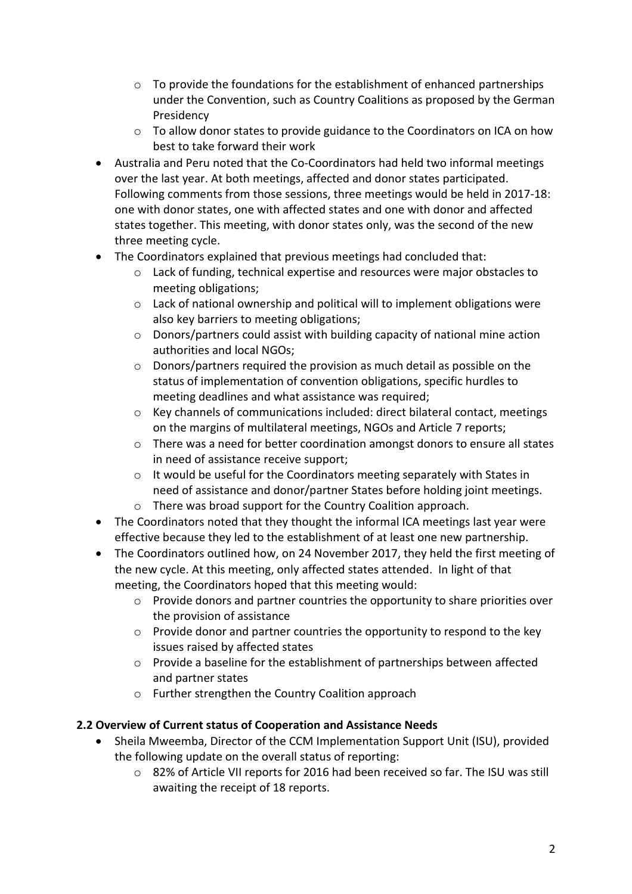- To provide the foundations for the establishment of enhanced partnerships under the Convention, such as Country Coalitions as proposed by the German Presidency
  - To allow donor states to provide guidance to the Coordinators on ICA on how best to take forward their work
- Australia and Peru noted that the Co-Coordinators had held two informal meetings over the last year. At both meetings, affected and donor states participated. Following comments from those sessions, three meetings would be held in 2017-18: one with donor states, one with affected states and one with donor and affected states together. This meeting, with donor states only, was the second of the new three meeting cycle.
- The Coordinators explained that previous meetings had concluded that:
  - Lack of funding, technical expertise and resources were major obstacles to meeting obligations;
  - Lack of national ownership and political will to implement obligations were also key barriers to meeting obligations;
  - Donors/partners could assist with building capacity of national mine action authorities and local NGOs;
  - Donors/partners required the provision as much detail as possible on the status of implementation of convention obligations, specific hurdles to meeting deadlines and what assistance was required;
  - Key channels of communications included: direct bilateral contact, meetings on the margins of multilateral meetings, NGOs and Article 7 reports;
  - There was a need for better coordination amongst donors to ensure all states in need of assistance receive support;
  - It would be useful for the Coordinators meeting separately with States in need of assistance and donor/partner States before holding joint meetings.
  - There was broad support for the Country Coalition approach.
- The Coordinators noted that they thought the informal ICA meetings last year were effective because they led to the establishment of at least one new partnership.
- The Coordinators outlined how, on 24 November 2017, they held the first meeting of the new cycle. At this meeting, only affected states attended. In light of that meeting, the Coordinators hoped that this meeting would:
  - Provide donors and partner countries the opportunity to share priorities over the provision of assistance
  - Provide donor and partner countries the opportunity to respond to the key issues raised by affected states
  - Provide a baseline for the establishment of partnerships between affected and partner states
  - Further strengthen the Country Coalition approach

### 2.2 Overview of Current status of Cooperation and Assistance Needs

- Sheila Mweemba, Director of the CCM Implementation Support Unit (ISU), provided the following update on the overall status of reporting:
  - 82% of Article VII reports for 2016 had been received so far. The ISU was still awaiting the receipt of 18 reports.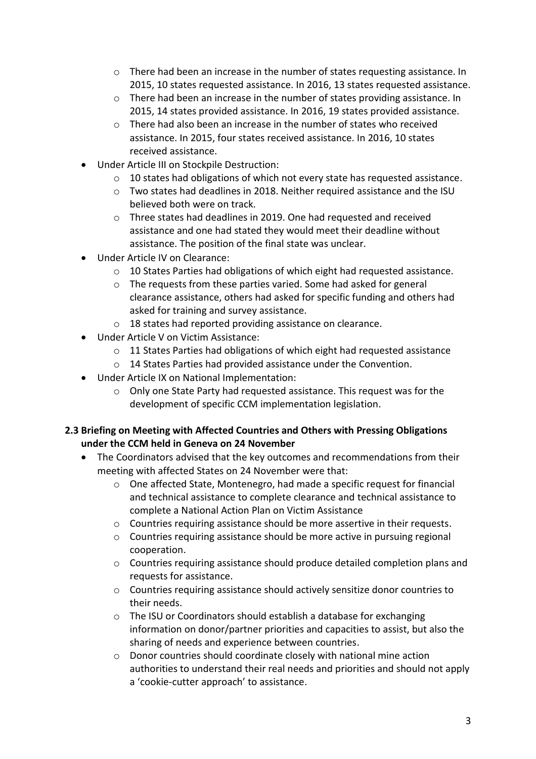- There had been an increase in the number of states requesting assistance. In 2015, 10 states requested assistance. In 2016, 13 states requested assistance.
  - There had been an increase in the number of states providing assistance. In 2015, 14 states provided assistance. In 2016, 19 states provided assistance.
  - There had also been an increase in the number of states who received assistance. In 2015, four states received assistance. In 2016, 10 states received assistance.
- Under Article III on Stockpile Destruction:
  - 10 states had obligations of which not every state has requested assistance.
  - Two states had deadlines in 2018. Neither required assistance and the ISU believed both were on track.
  - Three states had deadlines in 2019. One had requested and received assistance and one had stated they would meet their deadline without assistance. The position of the final state was unclear.
- Under Article IV on Clearance:
  - 10 States Parties had obligations of which eight had requested assistance.
  - The requests from these parties varied. Some had asked for general clearance assistance, others had asked for specific funding and others had asked for training and survey assistance.
  - 18 states had reported providing assistance on clearance.
- Under Article V on Victim Assistance:
  - 11 States Parties had obligations of which eight had requested assistance
  - 14 States Parties had provided assistance under the Convention.
- Under Article IX on National Implementation:
  - Only one State Party had requested assistance. This request was for the development of specific CCM implementation legislation.

### 2.3 Briefing on Meeting with Affected Countries and Others with Pressing Obligations under the CCM held in Geneva on 24 November

- The Coordinators advised that the key outcomes and recommendations from their meeting with affected States on 24 November were that:
  - One affected State, Montenegro, had made a specific request for financial and technical assistance to complete clearance and technical assistance to complete a National Action Plan on Victim Assistance
  - Countries requiring assistance should be more assertive in their requests.
  - Countries requiring assistance should be more active in pursuing regional cooperation.
  - Countries requiring assistance should produce detailed completion plans and requests for assistance.
  - Countries requiring assistance should actively sensitize donor countries to their needs.
  - The ISU or Coordinators should establish a database for exchanging information on donor/partner priorities and capacities to assist, but also the sharing of needs and experience between countries.
  - Donor countries should coordinate closely with national mine action authorities to understand their real needs and priorities and should not apply a 'cookie-cutter approach' to assistance.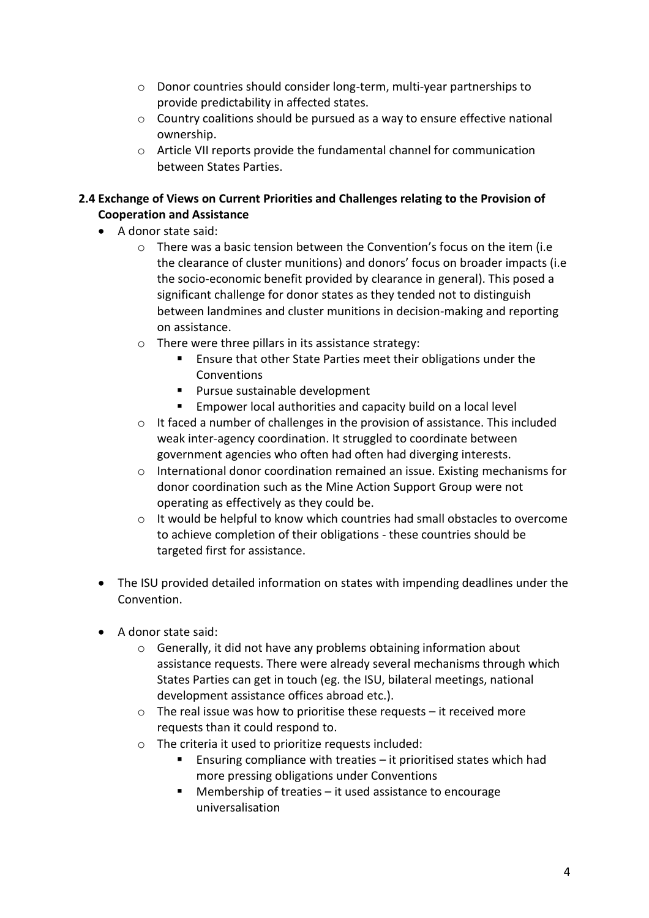- Donor countries should consider long-term, multi-year partnerships to provide predictability in affected states.
   - Country coalitions should be pursued as a way to ensure effective national ownership.
   - Article VII reports provide the fundamental channel for communication between States Parties.

### 2.4 Exchange of Views on Current Priorities and Challenges relating to the Provision of Cooperation and Assistance

- A donor state said:
  - There was a basic tension between the Convention's focus on the item (i.e the clearance of cluster munitions) and donors' focus on broader impacts (i.e the socio-economic benefit provided by clearance in general). This posed a significant challenge for donor states as they tended not to distinguish between landmines and cluster munitions in decision-making and reporting on assistance.
  - There were three pillars in its assistance strategy:
    - Ensure that other State Parties meet their obligations under the Conventions
    - Pursue sustainable development
    - Empower local authorities and capacity build on a local level
  - It faced a number of challenges in the provision of assistance. This included weak inter-agency coordination. It struggled to coordinate between government agencies who often had often had diverging interests.
  - International donor coordination remained an issue. Existing mechanisms for donor coordination such as the Mine Action Support Group were not operating as effectively as they could be.
  - It would be helpful to know which countries had small obstacles to overcome to achieve completion of their obligations - these countries should be targeted first for assistance.

- The ISU provided detailed information on states with impending deadlines under the Convention.

- A donor state said:
  - Generally, it did not have any problems obtaining information about assistance requests. There were already several mechanisms through which States Parties can get in touch (eg. the ISU, bilateral meetings, national development assistance offices abroad etc.).
  - The real issue was how to prioritise these requests – it received more requests than it could respond to.
  - The criteria it used to prioritize requests included:
    - Ensuring compliance with treaties – it prioritised states which had more pressing obligations under Conventions
    - Membership of treaties – it used assistance to encourage universalisation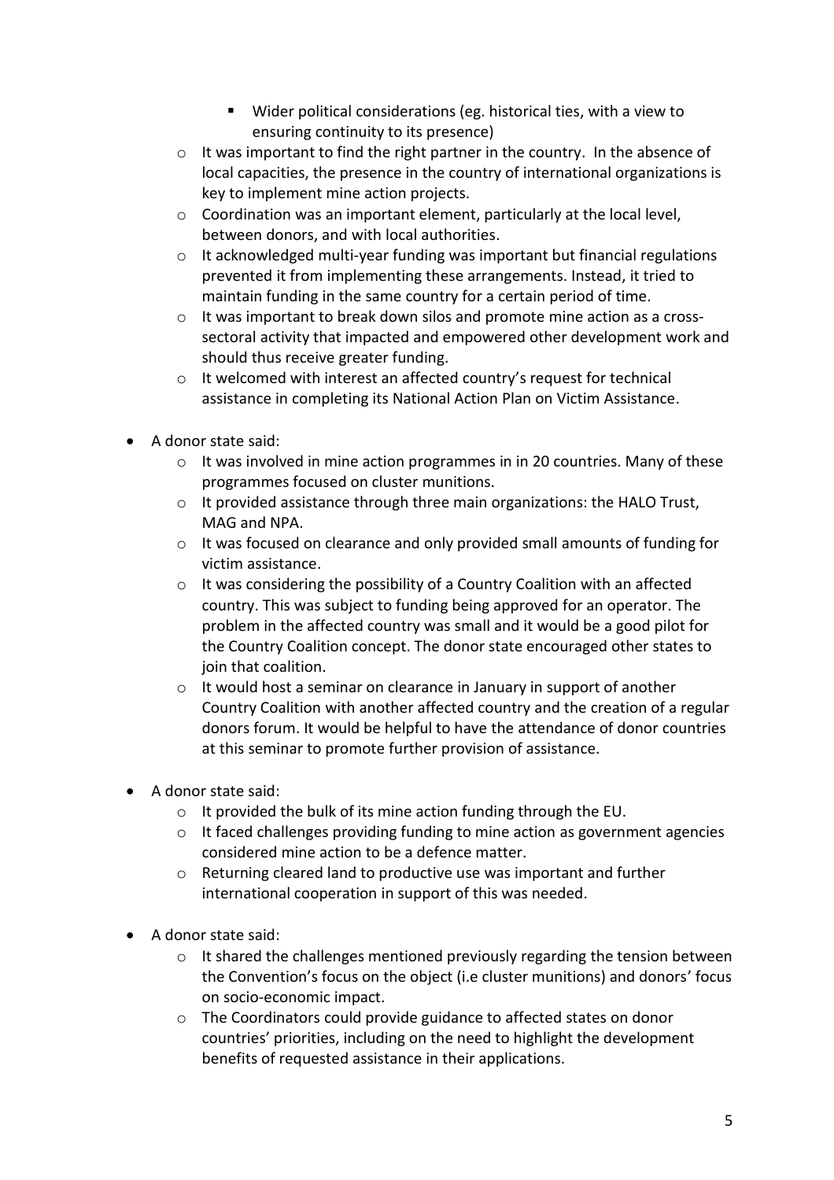- Wider political considerations (eg. historical ties, with a view to ensuring continuity to its presence)
    - It was important to find the right partner in the country. In the absence of local capacities, the presence in the country of international organizations is key to implement mine action projects.
    - Coordination was an important element, particularly at the local level, between donors, and with local authorities.
    - It acknowledged multi-year funding was important but financial regulations prevented it from implementing these arrangements. Instead, it tried to maintain funding in the same country for a certain period of time.
    - It was important to break down silos and promote mine action as a cross-sectoral activity that impacted and empowered other development work and should thus receive greater funding.
    - It welcomed with interest an affected country's request for technical assistance in completing its National Action Plan on Victim Assistance.

- A donor state said:
    - It was involved in mine action programmes in in 20 countries. Many of these programmes focused on cluster munitions.
    - It provided assistance through three main organizations: the HALO Trust, MAG and NPA.
    - It was focused on clearance and only provided small amounts of funding for victim assistance.
    - It was considering the possibility of a Country Coalition with an affected country. This was subject to funding being approved for an operator. The problem in the affected country was small and it would be a good pilot for the Country Coalition concept. The donor state encouraged other states to join that coalition.
    - It would host a seminar on clearance in January in support of another Country Coalition with another affected country and the creation of a regular donors forum. It would be helpful to have the attendance of donor countries at this seminar to promote further provision of assistance.

- A donor state said:
    - It provided the bulk of its mine action funding through the EU.
    - It faced challenges providing funding to mine action as government agencies considered mine action to be a defence matter.
    - Returning cleared land to productive use was important and further international cooperation in support of this was needed.

- A donor state said:
    - It shared the challenges mentioned previously regarding the tension between the Convention's focus on the object (i.e cluster munitions) and donors' focus on socio-economic impact.
    - The Coordinators could provide guidance to affected states on donor countries' priorities, including on the need to highlight the development benefits of requested assistance in their applications.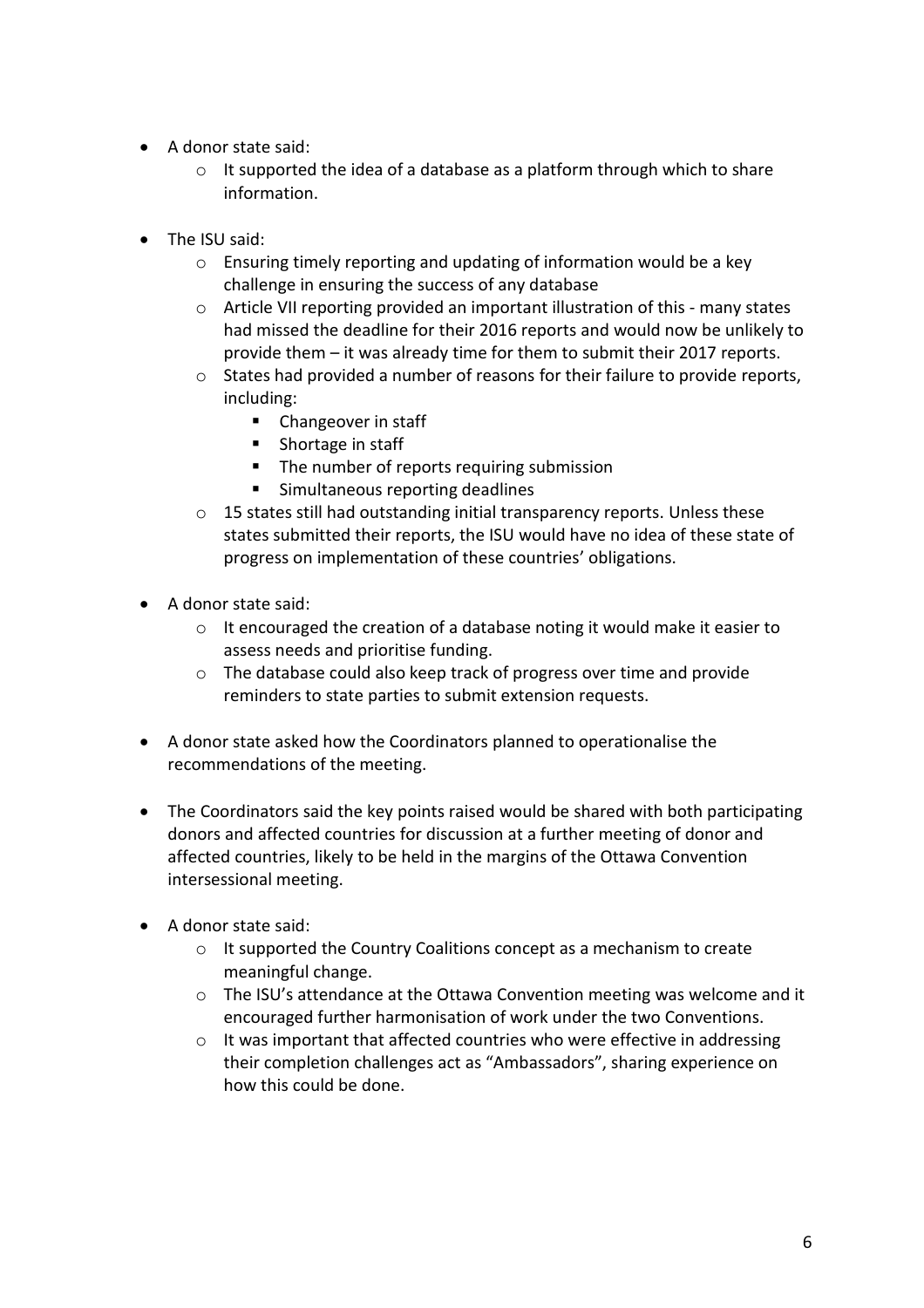- A donor state said:
  - It supported the idea of a database as a platform through which to share information.

- The ISU said:
  - Ensuring timely reporting and updating of information would be a key challenge in ensuring the success of any database
  - Article VII reporting provided an important illustration of this - many states had missed the deadline for their 2016 reports and would now be unlikely to provide them – it was already time for them to submit their 2017 reports.
  - States had provided a number of reasons for their failure to provide reports, including:
    - Changeover in staff
    - Shortage in staff
    - The number of reports requiring submission
    - Simultaneous reporting deadlines
  - 15 states still had outstanding initial transparency reports. Unless these states submitted their reports, the ISU would have no idea of these state of progress on implementation of these countries' obligations.

- A donor state said:
  - It encouraged the creation of a database noting it would make it easier to assess needs and prioritise funding.
  - The database could also keep track of progress over time and provide reminders to state parties to submit extension requests.

- A donor state asked how the Coordinators planned to operationalise the recommendations of the meeting.

- The Coordinators said the key points raised would be shared with both participating donors and affected countries for discussion at a further meeting of donor and affected countries, likely to be held in the margins of the Ottawa Convention intersessional meeting.

- A donor state said:
  - It supported the Country Coalitions concept as a mechanism to create meaningful change.
  - The ISU's attendance at the Ottawa Convention meeting was welcome and it encouraged further harmonisation of work under the two Conventions.
  - It was important that affected countries who were effective in addressing their completion challenges act as "Ambassadors", sharing experience on how this could be done.